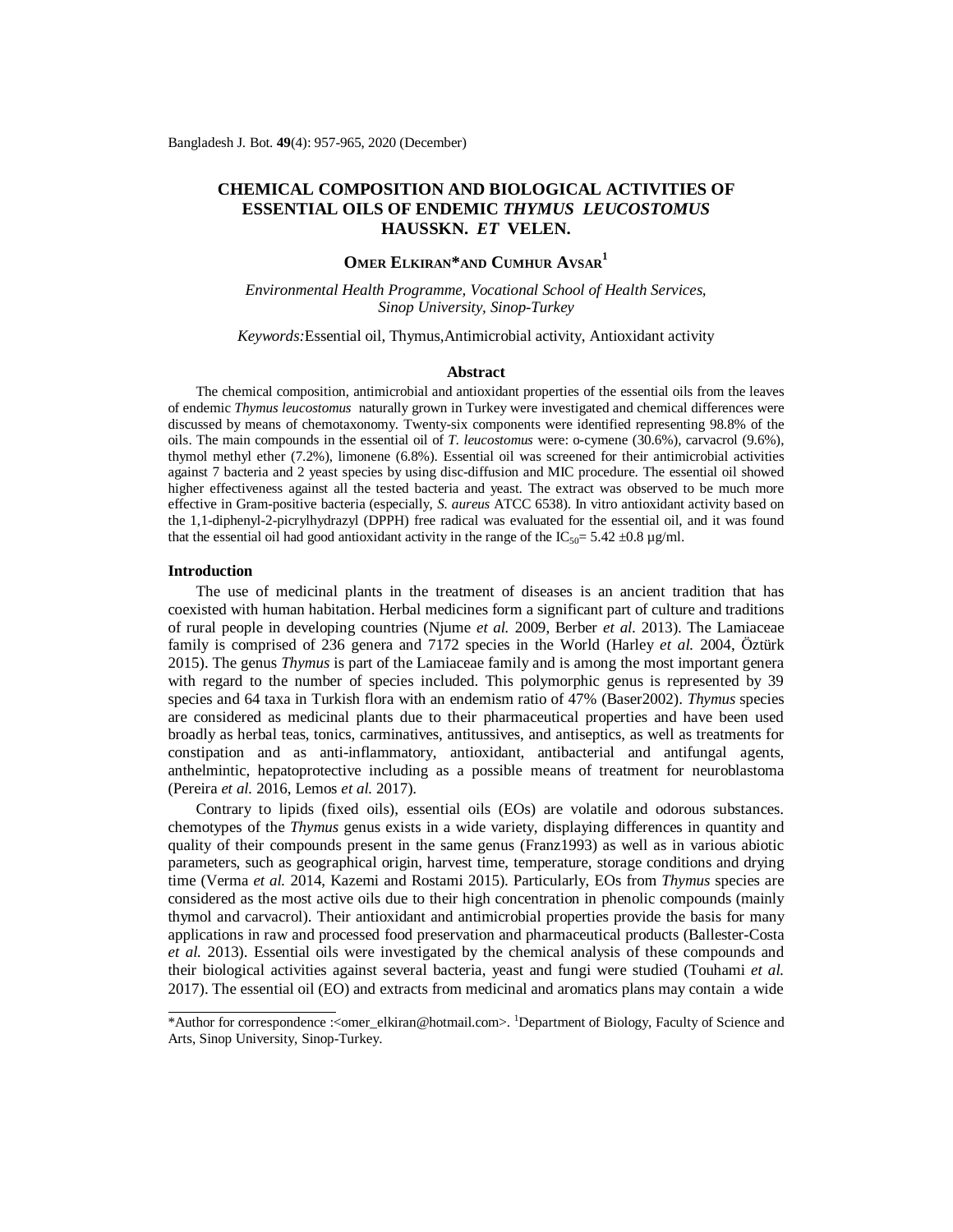# CHEMICAL COMPOSITION AND BIOLOGICAL ACTIVITIES OF ESSENTIAL OILS OF ENDEMIC *THYMUS LEUCOSTOMUS* HAUSSKN. *ET* VELEN.

**OMER ELKIRAN\* AND CUMHUR AVSAR[1]**

*Environmental Health Programme, Vocational School of Health Services, Sinop University, Sinop-Turkey*

*Keywords:* Essential oil, Thymus, Antimicrobial activity, Antioxidant activity

## Abstract

The chemical composition, antimicrobial and antioxidant properties of the essential oils from the leaves of endemic *Thymus leucostomus* naturally grown in Turkey were investigated and chemical differences were discussed by means of chemotaxonomy. Twenty-six components were identified representing 98.8% of the oils. The main compounds in the essential oil of *T. leucostomus* were: o-cymene (30.6%), carvacrol (9.6%), thymol methyl ether (7.2%), limonene (6.8%). Essential oil was screened for their antimicrobial activities against 7 bacteria and 2 yeast species by using disc-diffusion and MIC procedure. The essential oil showed higher effectiveness against all the tested bacteria and yeast. The extract was observed to be much more effective in Gram-positive bacteria (especially, *S. aureus* ATCC 6538). In vitro antioxidant activity based on the 1,1-diphenyl-2-picrylhydrazyl (DPPH) free radical was evaluated for the essential oil, and it was found that the essential oil had good antioxidant activity in the range of the $IC_{50}$= 5.42 ±0.8 µg/ml.

## Introduction

The use of medicinal plants in the treatment of diseases is an ancient tradition that has coexisted with human habitation. Herbal medicines form a significant part of culture and traditions of rural people in developing countries (Njume *et al.* 2009, Berber *et al.* 2013). The Lamiaceae family is comprised of 236 genera and 7172 species in the World (Harley *et al.* 2004, Öztürk 2015). The genus *Thymus* is part of the Lamiaceae family and is among the most important genera with regard to the number of species included. This polymorphic genus is represented by 39 species and 64 taxa in Turkish flora with an endemism ratio of 47% (Baser2002). *Thymus* species are considered as medicinal plants due to their pharmaceutical properties and have been used broadly as herbal teas, tonics, carminatives, antitussives, and antiseptics, as well as treatments for constipation and as anti-inflammatory, antioxidant, antibacterial and antifungal agents, anthelmintic, hepatoprotective including as a possible means of treatment for neuroblastoma (Pereira *et al.* 2016, Lemos *et al.* 2017).

Contrary to lipids (fixed oils), essential oils (EOs) are volatile and odorous substances. chemotypes of the *Thymus* genus exists in a wide variety, displaying differences in quantity and quality of their compounds present in the same genus (Franz1993) as well as in various abiotic parameters, such as geographical origin, harvest time, temperature, storage conditions and drying time (Verma *et al.* 2014, Kazemi and Rostami 2015). Particularly, EOs from *Thymus* species are considered as the most active oils due to their high concentration in phenolic compounds (mainly thymol and carvacrol). Their antioxidant and antimicrobial properties provide the basis for many applications in raw and processed food preservation and pharmaceutical products (Ballester-Costa *et al.* 2013). Essential oils were investigated by the chemical analysis of these compounds and their biological activities against several bacteria, yeast and fungi were studied (Touhami *et al.* 2017). The essential oil (EO) and extracts from medicinal and aromatics plans may contain a wide

\*Author for correspondence :<omer_elkiran@hotmail.com>. [1]Department of Biology, Faculty of Science and Arts, Sinop University, Sinop-Turkey.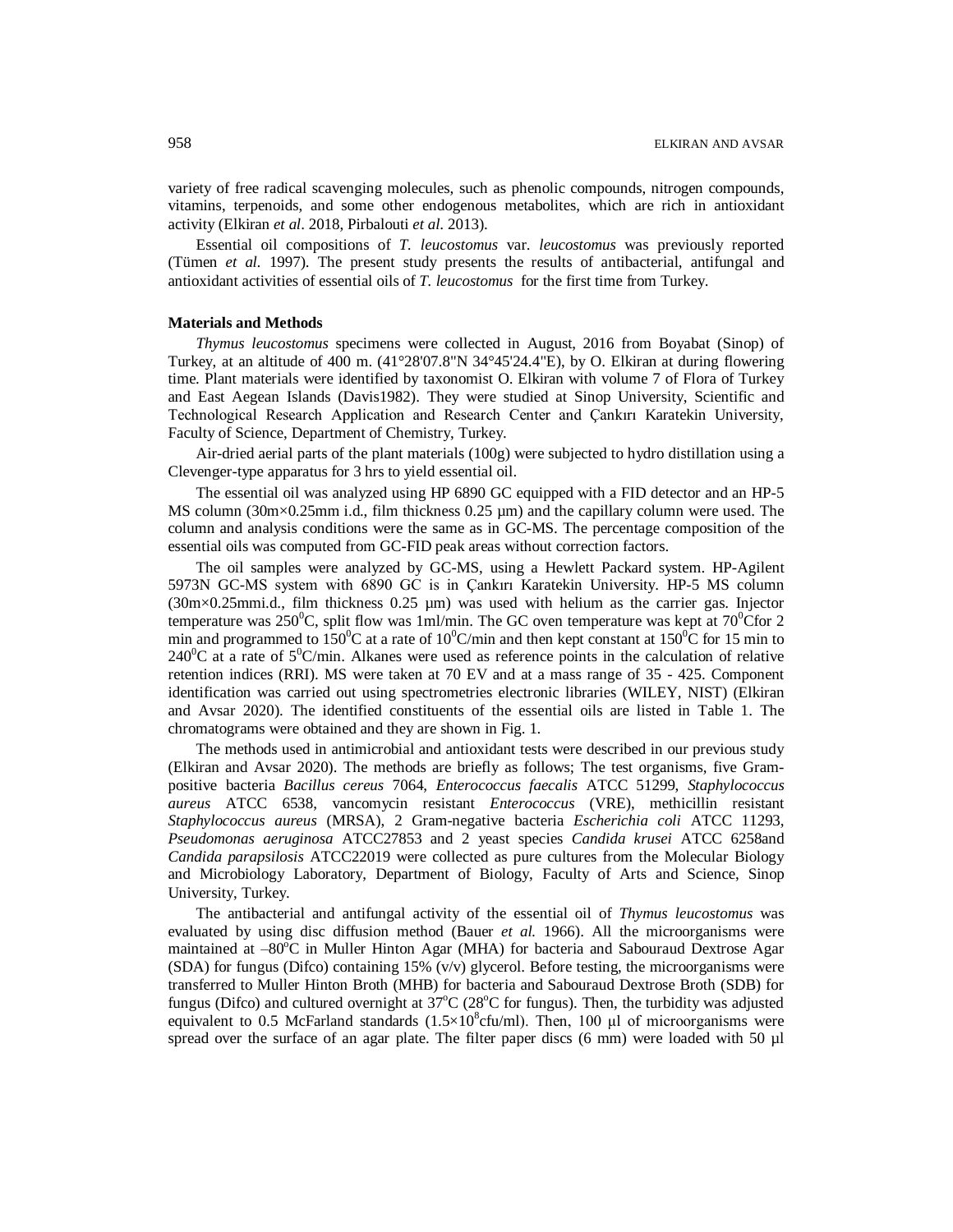variety of free radical scavenging molecules, such as phenolic compounds, nitrogen compounds, vitamins, terpenoids, and some other endogenous metabolites, which are rich in antioxidant activity (Elkiran *et al*. 2018, Pirbalouti *et al.* 2013).

Essential oil compositions of *T. leucostomus* var. *leucostomus* was previously reported (Tümen *et al.* 1997). The present study presents the results of antibacterial, antifungal and antioxidant activities of essential oils of *T. leucostomus* for the first time from Turkey.

**Materials and Methods**

*Thymus leucostomus* specimens were collected in August, 2016 from Boyabat (Sinop) of Turkey, at an altitude of 400 m. (41°28'07.8"N 34°45'24.4"E), by O. Elkiran at during flowering time. Plant materials were identified by taxonomist O. Elkiran with volume 7 of Flora of Turkey and East Aegean Islands (Davis1982). They were studied at Sinop University, Scientific and Technological Research Application and Research Center and Çankırı Karatekin University, Faculty of Science, Department of Chemistry, Turkey.

Air-dried aerial parts of the plant materials (100g) were subjected to hydro distillation using a Clevenger-type apparatus for 3 hrs to yield essential oil.

The essential oil was analyzed using HP 6890 GC equipped with a FID detector and an HP-5 MS column (30m×0.25mm i.d., film thickness 0.25 µm) and the capillary column were used. The column and analysis conditions were the same as in GC-MS. The percentage composition of the essential oils was computed from GC-FID peak areas without correction factors.

The oil samples were analyzed by GC-MS, using a Hewlett Packard system. HP-Agilent 5973N GC-MS system with 6890 GC is in Çankırı Karatekin University. HP-5 MS column (30m×0.25mmi.d., film thickness 0.25 µm) was used with helium as the carrier gas. Injector temperature was 250$^0$C, split flow was 1ml/min. The GC oven temperature was kept at 70$^0$Cfor 2 min and programmed to 150$^0$C at a rate of 10$^0$C/min and then kept constant at 150$^0$C for 15 min to 240$^0$C at a rate of 5$^0$C/min. Alkanes were used as reference points in the calculation of relative retention indices (RRI). MS were taken at 70 EV and at a mass range of 35 - 425. Component identification was carried out using spectrometries electronic libraries (WILEY, NIST) (Elkiran and Avsar 2020). The identified constituents of the essential oils are listed in Table 1. The chromatograms were obtained and they are shown in Fig. 1.

The methods used in antimicrobial and antioxidant tests were described in our previous study (Elkiran and Avsar 2020). The methods are briefly as follows; The test organisms, five Gram-positive bacteria *Bacillus cereus* 7064, *Enterococcus faecalis* ATCC 51299, *Staphylococcus aureus* ATCC 6538, vancomycin resistant *Enterococcus* (VRE), methicillin resistant *Staphylococcus aureus* (MRSA), 2 Gram-negative bacteria *Escherichia coli* ATCC 11293, *Pseudomonas aeruginosa* ATCC27853 and 2 yeast species *Candida krusei* ATCC 6258and *Candida parapsilosis* ATCC22019 were collected as pure cultures from the Molecular Biology and Microbiology Laboratory, Department of Biology, Faculty of Arts and Science, Sinop University, Turkey.

The antibacterial and antifungal activity of the essential oil of *Thymus leucostomus* was evaluated by using disc diffusion method (Bauer *et al.* 1966). All the microorganisms were maintained at –80$^o$C in Muller Hinton Agar (MHA) for bacteria and Sabouraud Dextrose Agar (SDA) for fungus (Difco) containing 15% (v/v) glycerol. Before testing, the microorganisms were transferred to Muller Hinton Broth (MHB) for bacteria and Sabouraud Dextrose Broth (SDB) for fungus (Difco) and cultured overnight at 37$^o$C (28$^o$C for fungus). Then, the turbidity was adjusted equivalent to 0.5 McFarland standards ($1.5\times10^8$cfu/ml). Then, 100 µl of microorganisms were spread over the surface of an agar plate. The filter paper discs (6 mm) were loaded with 50 µl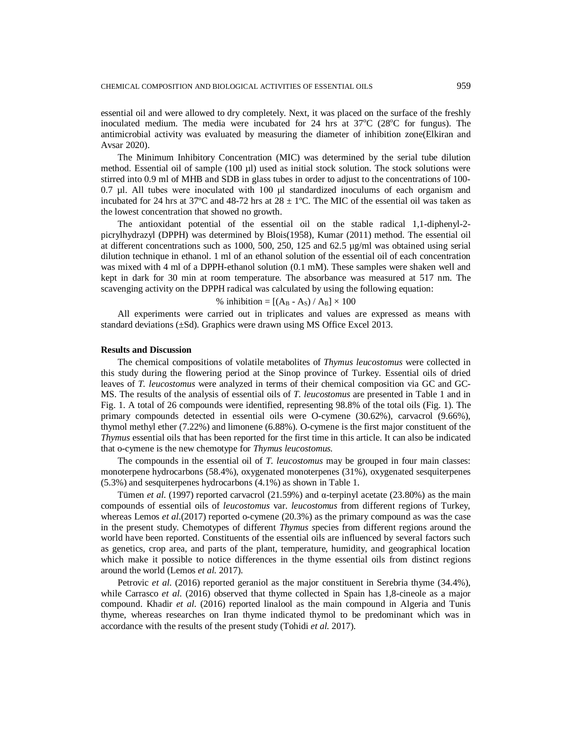essential oil and were allowed to dry completely. Next, it was placed on the surface of the freshly inoculated medium. The media were incubated for 24 hrs at 37°C (28°C for fungus). The antimicrobial activity was evaluated by measuring the diameter of inhibition zone(Elkiran and Avsar 2020).

The Minimum Inhibitory Concentration (MIC) was determined by the serial tube dilution method. Essential oil of sample (100 µl) used as initial stock solution. The stock solutions were stirred into 0.9 ml of MHB and SDB in glass tubes in order to adjust to the concentrations of 100-0.7 µl. All tubes were inoculated with 100 µl standardized inoculums of each organism and incubated for 24 hrs at 37ºC and 48-72 hrs at 28 ± 1ºC. The MIC of the essential oil was taken as the lowest concentration that showed no growth.

The antioxidant potential of the essential oil on the stable radical 1,1-diphenyl-2-picrylhydrazyl (DPPH) was determined by Blois(1958), Kumar (2011) method. The essential oil at different concentrations such as 1000, 500, 250, 125 and 62.5 µg/ml was obtained using serial dilution technique in ethanol. 1 ml of an ethanol solution of the essential oil of each concentration was mixed with 4 ml of a DPPH-ethanol solution (0.1 mM). These samples were shaken well and kept in dark for 30 min at room temperature. The absorbance was measured at 517 nm. The scavenging activity on the DPPH radical was calculated by using the following equation:

$$\% \text{ inhibition} = [(A_B - A_S) / A_B] \times 100$$

All experiments were carried out in triplicates and values are expressed as means with standard deviations (±Sd). Graphics were drawn using MS Office Excel 2013.

## Results and Discussion

The chemical compositions of volatile metabolites of *Thymus leucostomus* were collected in this study during the flowering period at the Sinop province of Turkey. Essential oils of dried leaves of *T. leucostomus* were analyzed in terms of their chemical composition via GC and GC-MS. The results of the analysis of essential oils of *T. leucostomus* are presented in Table 1 and in Fig. 1. A total of 26 compounds were identified, representing 98.8% of the total oils (Fig. 1). The primary compounds detected in essential oils were O-cymene (30.62%), carvacrol (9.66%), thymol methyl ether (7.22%) and limonene (6.88%). O-cymene is the first major constituent of the *Thymus* essential oils that has been reported for the first time in this article. It can also be indicated that o-cymene is the new chemotype for *Thymus leucostomus.*

The compounds in the essential oil of *T. leucostomus* may be grouped in four main classes: monoterpene hydrocarbons (58.4%), oxygenated monoterpenes (31%), oxygenated sesquiterpenes (5.3%) and sesquiterpenes hydrocarbons (4.1%) as shown in Table 1.

Tümen *et al.* (1997) reported carvacrol (21.59%) and α-terpinyl acetate (23.80%) as the main compounds of essential oils of *leucostomus* var. *leucostomus* from different regions of Turkey, whereas Lemos *et al*.(2017) reported o-cymene (20.3%) as the primary compound as was the case in the present study. Chemotypes of different *Thymus s*pecies from different regions around the world have been reported. Constituents of the essential oils are influenced by several factors such as genetics, crop area, and parts of the plant, temperature, humidity, and geographical location which make it possible to notice differences in the thyme essential oils from distinct regions around the world (Lemos *et al.* 2017).

Petrovic *et al.* (2016) reported geraniol as the major constituent in Serebria thyme (34.4%), while Carrasco *et al.* (2016) observed that thyme collected in Spain has 1,8-cineole as a major compound. Khadir *et al.* (2016) reported linalool as the main compound in Algeria and Tunis thyme, whereas researches on Iran thyme indicated thymol to be predominant which was in accordance with the results of the present study (Tohidi *et al.* 2017).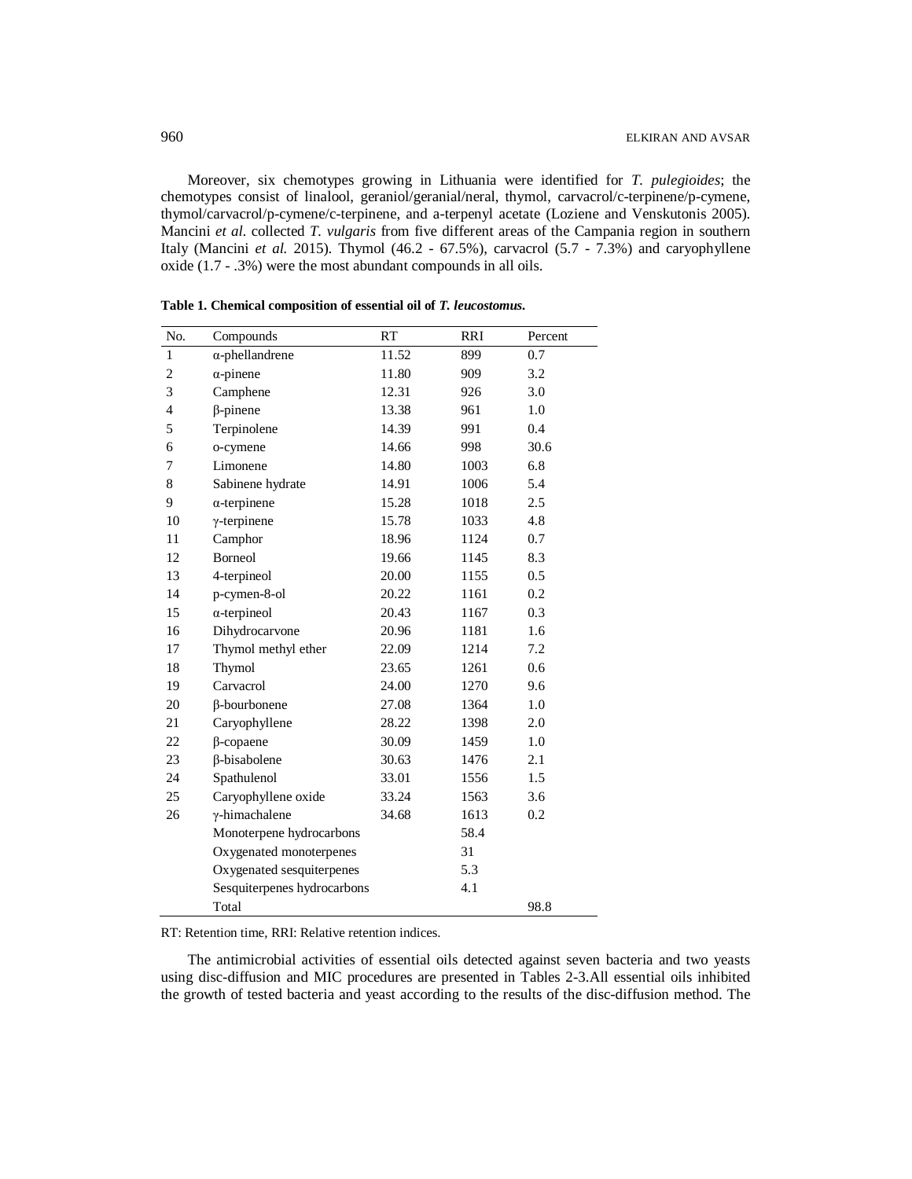Moreover, six chemotypes growing in Lithuania were identified for *T. pulegioides*; the chemotypes consist of linalool, geraniol/geranial/neral, thymol, carvacrol/c-terpinene/p-cymene, thymol/carvacrol/p-cymene/c-terpinene, and a-terpenyl acetate (Loziene and Venskutonis 2005). Mancini *et al.* collected *T. vulgaris* from five different areas of the Campania region in southern Italy (Mancini *et al.* 2015). Thymol (46.2 - 67.5%), carvacrol (5.7 - 7.3%) and caryophyllene oxide (1.7 - .3%) were the most abundant compounds in all oils.

**Table 1. Chemical composition of essential oil of *T. leucostomus*.**

| No. | Compounds | RT | RRI | Percent |
|---|---|---|---|---|
| 1 | α-phellandrene | 11.52 | 899 | 0.7 |
| 2 | α-pinene | 11.80 | 909 | 3.2 |
| 3 | Camphene | 12.31 | 926 | 3.0 |
| 4 | β-pinene | 13.38 | 961 | 1.0 |
| 5 | Terpinolene | 14.39 | 991 | 0.4 |
| 6 | o-cymene | 14.66 | 998 | 30.6 |
| 7 | Limonene | 14.80 | 1003 | 6.8 |
| 8 | Sabinene hydrate | 14.91 | 1006 | 5.4 |
| 9 | α-terpinene | 15.28 | 1018 | 2.5 |
| 10 | γ-terpinene | 15.78 | 1033 | 4.8 |
| 11 | Camphor | 18.96 | 1124 | 0.7 |
| 12 | Borneol | 19.66 | 1145 | 8.3 |
| 13 | 4-terpineol | 20.00 | 1155 | 0.5 |
| 14 | p-cymen-8-ol | 20.22 | 1161 | 0.2 |
| 15 | α-terpineol | 20.43 | 1167 | 0.3 |
| 16 | Dihydrocarvone | 20.96 | 1181 | 1.6 |
| 17 | Thymol methyl ether | 22.09 | 1214 | 7.2 |
| 18 | Thymol | 23.65 | 1261 | 0.6 |
| 19 | Carvacrol | 24.00 | 1270 | 9.6 |
| 20 | β-bourbonene | 27.08 | 1364 | 1.0 |
| 21 | Caryophyllene | 28.22 | 1398 | 2.0 |
| 22 | β-copaene | 30.09 | 1459 | 1.0 |
| 23 | β-bisabolene | 30.63 | 1476 | 2.1 |
| 24 | Spathulenol | 33.01 | 1556 | 1.5 |
| 25 | Caryophyllene oxide | 33.24 | 1563 | 3.6 |
| 26 | γ-himachalene | 34.68 | 1613 | 0.2 |
| | Monoterpene hydrocarbons | | 58.4 | |
| | Oxygenated monoterpenes | | 31 | |
| | Oxygenated sesquiterpenes | | 5.3 | |
| | Sesquiterpenes hydrocarbons | | 4.1 | |
| | Total | | | 98.8 |

RT: Retention time, RRI: Relative retention indices.

The antimicrobial activities of essential oils detected against seven bacteria and two yeasts using disc-diffusion and MIC procedures are presented in Tables 2-3.All essential oils inhibited the growth of tested bacteria and yeast according to the results of the disc-diffusion method. The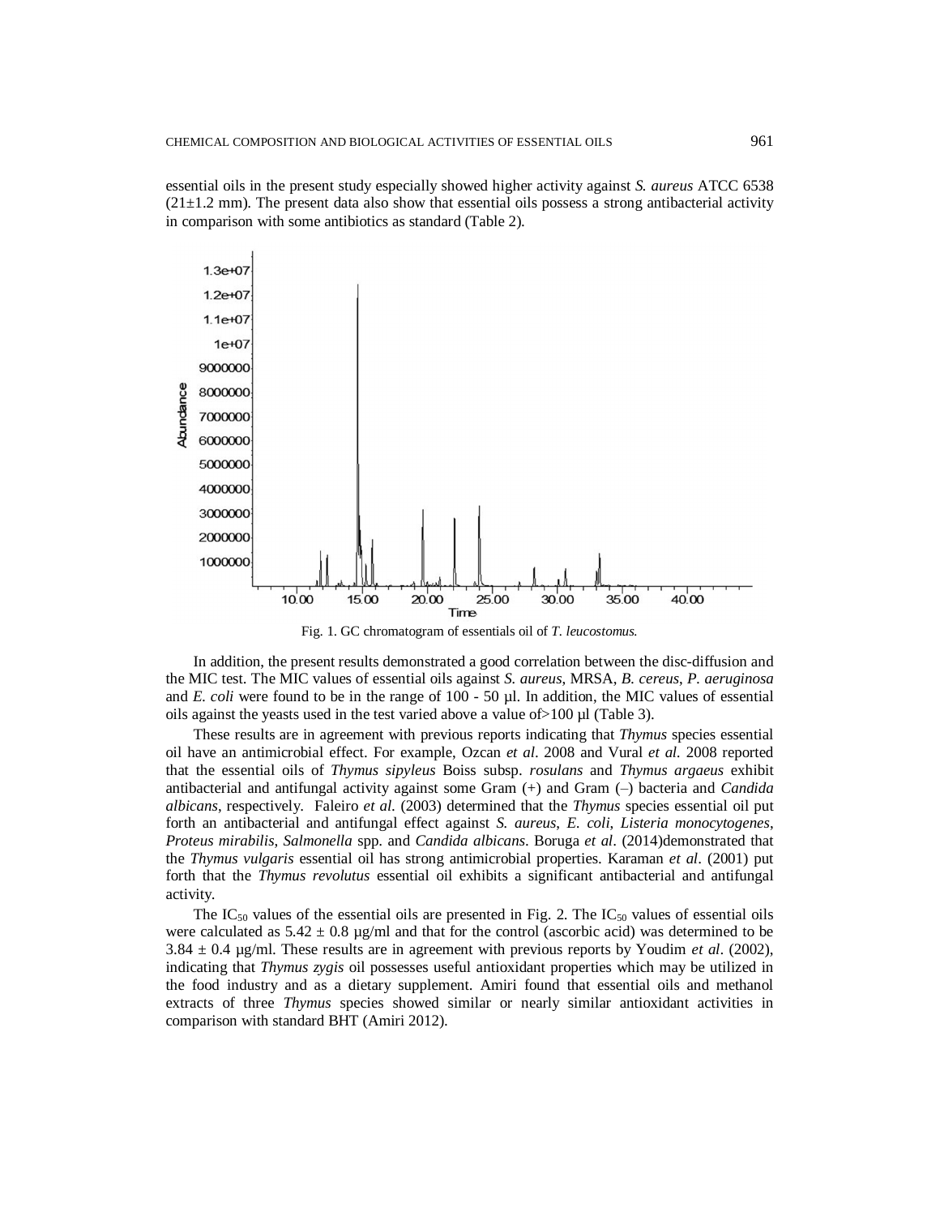essential oils in the present study especially showed higher activity against *S. aureus* ATCC 6538 (21±1.2 mm). The present data also show that essential oils possess a strong antibacterial activity in comparison with some antibiotics as standard (Table 2).

Fig. 1. GC chromatogram of essentials oil of *T. leucostomus.*

In addition, the present results demonstrated a good correlation between the disc-diffusion and the MIC test. The MIC values of essential oils against *S. aureus*, MRSA, *B. cereus*, *P. aeruginosa* and *E. coli* were found to be in the range of 100 - 50 µl. In addition, the MIC values of essential oils against the yeasts used in the test varied above a value of>100 µl (Table 3).

These results are in agreement with previous reports indicating that *Thymus* species essential oil have an antimicrobial effect. For example, Ozcan *et al*. 2008 and Vural *et al.* 2008 reported that the essential oils of *Thymus sipyleus* Boiss subsp. *rosulans* and *Thymus argaeus* exhibit antibacterial and antifungal activity against some Gram (+) and Gram (–) bacteria and *Candida albicans*, respectively. Faleiro *et al.* (2003) determined that the *Thymus* species essential oil put forth an antibacterial and antifungal effect against *S. aureus*, *E. coli*, *Listeria monocytogenes*, *Proteus mirabilis*, *Salmonella* spp. and *Candida albicans*. Boruga *et al*. (2014)demonstrated that the *Thymus vulgaris* essential oil has strong antimicrobial properties. Karaman *et al*. (2001) put forth that the *Thymus revolutus* essential oil exhibits a significant antibacterial and antifungal activity.

The $IC_{50}$ values of the essential oils are presented in Fig. 2. The $IC_{50}$ values of essential oils were calculated as 5.42 ± 0.8 µg/ml and that for the control (ascorbic acid) was determined to be 3.84 ± 0.4 µg/ml. These results are in agreement with previous reports by Youdim *et al*. (2002), indicating that *Thymus zygis* oil possesses useful antioxidant properties which may be utilized in the food industry and as a dietary supplement. Amiri found that essential oils and methanol extracts of three *Thymus* species showed similar or nearly similar antioxidant activities in comparison with standard BHT (Amiri 2012).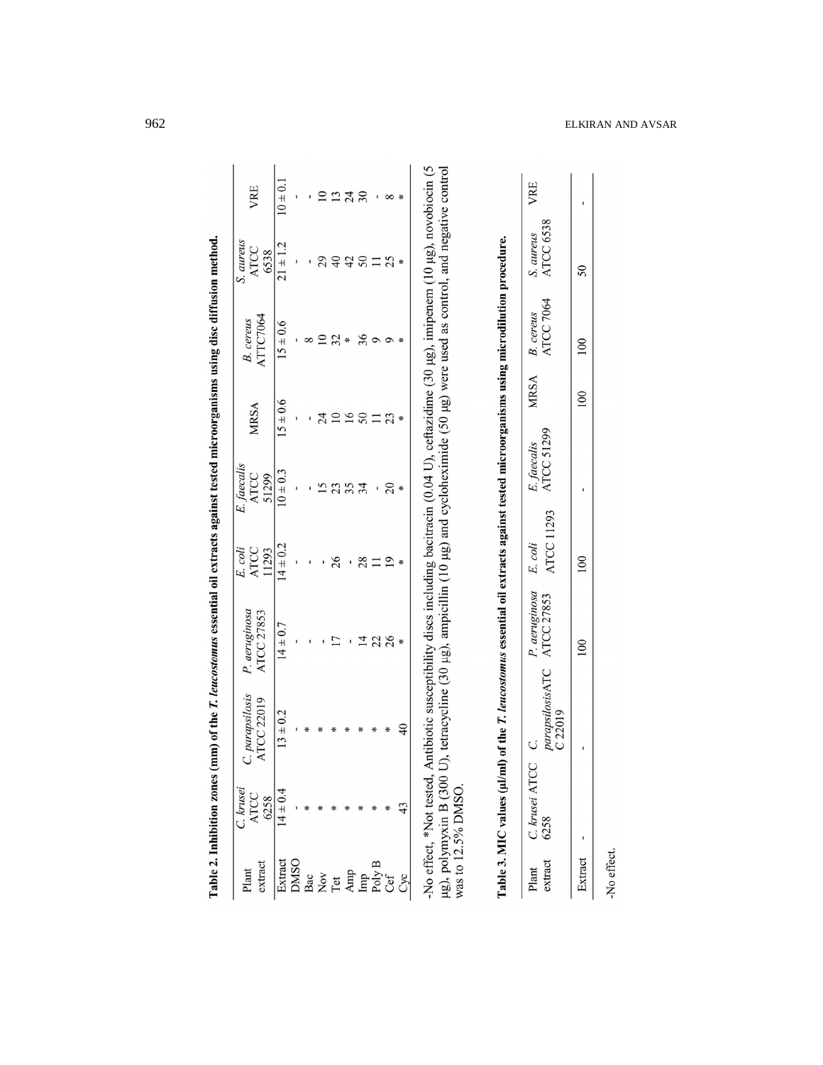**Table 2. Inhibition zones (mm) of the *T. leucostomus* essential oil extracts against tested microorganisms using disc diffusion method.**

| Plant extract | *C. krusei* ATCC 6258 | *C. parapsilosis* ATCC 22019 | *P. aeruginosa* ATCC 27853 | *E. coli* ATCC 11293 | *E. faecalis* ATCC 51299 | MRSA | *B. cereus* ATTC7064 | *S. aureus* ATCC 6538 | VRE |
|---|---|---|---|---|---|---|---|---|---|
| Extract | 14 ± 0.4 | 13 ± 0.2 | 14 ± 0.7 | 14 ± 0.2 | 10 ± 0.3 | 15 ± 0.6 | 15 ± 0.6 | 21 ± 1.2 | 10 ± 0.1 |
| DMSO | - | - | - | - | - | - | - | - | - |
| Bac | * | * | - | - | - | - | 8 | - | - |
| Nov | * | * | - | - | 15 | 24 | 10 | 29 | 10 |
| Tet | * | * | 17 | 26 | 23 | 10 | 32 | 40 | 13 |
| Amp | * | * | - | - | 35 | 16 | * | 42 | 24 |
| Imp | * | * | 14 | 28 | 34 | 50 | 36 | 50 | 30 |
| Poly B | * | * | 22 | 11 | - | 11 | 9 | 11 | - |
| Cef | * | * | 26 | 19 | 20 | 23 | 9 | 25 | 8 |
| Cyc | 43 | 40 | * | * | * | * | * | * | * |

-No effect, *Not tested, Antibiotic susceptibility discs including bacitracin (0.04 U), ceftazidime (30 µg), imipenem (10 µg), novobiocin (5 µg), polymyxin B (300 U), tetracycline (30 µg), ampicillin (10 µg) and cycloheximide (50 µg) were used as control, and negative control was to 12.5% DMSO.

**Table 3. MIC values (µl/ml) of the *T. leucostomus* essential oil extracts against tested microorganisms using microdilution procedure.**

| Plant extract | *C. krusei* ATCC 6258 | *C. parapsilosis* ATCC 22019 | *P. aeruginosa* ATCC 27853 | *E. coli* ATCC 11293 | *E. faecalis* ATCC 51299 | MRSA | *B. cereus* ATCC 7064 | *S. aureus* ATCC 6538 | VRE |
|---|---|---|---|---|---|---|---|---|---|
| Extract | - | - | 100 | 100 | - | 100 | 100 | 50 | - |

-No effect.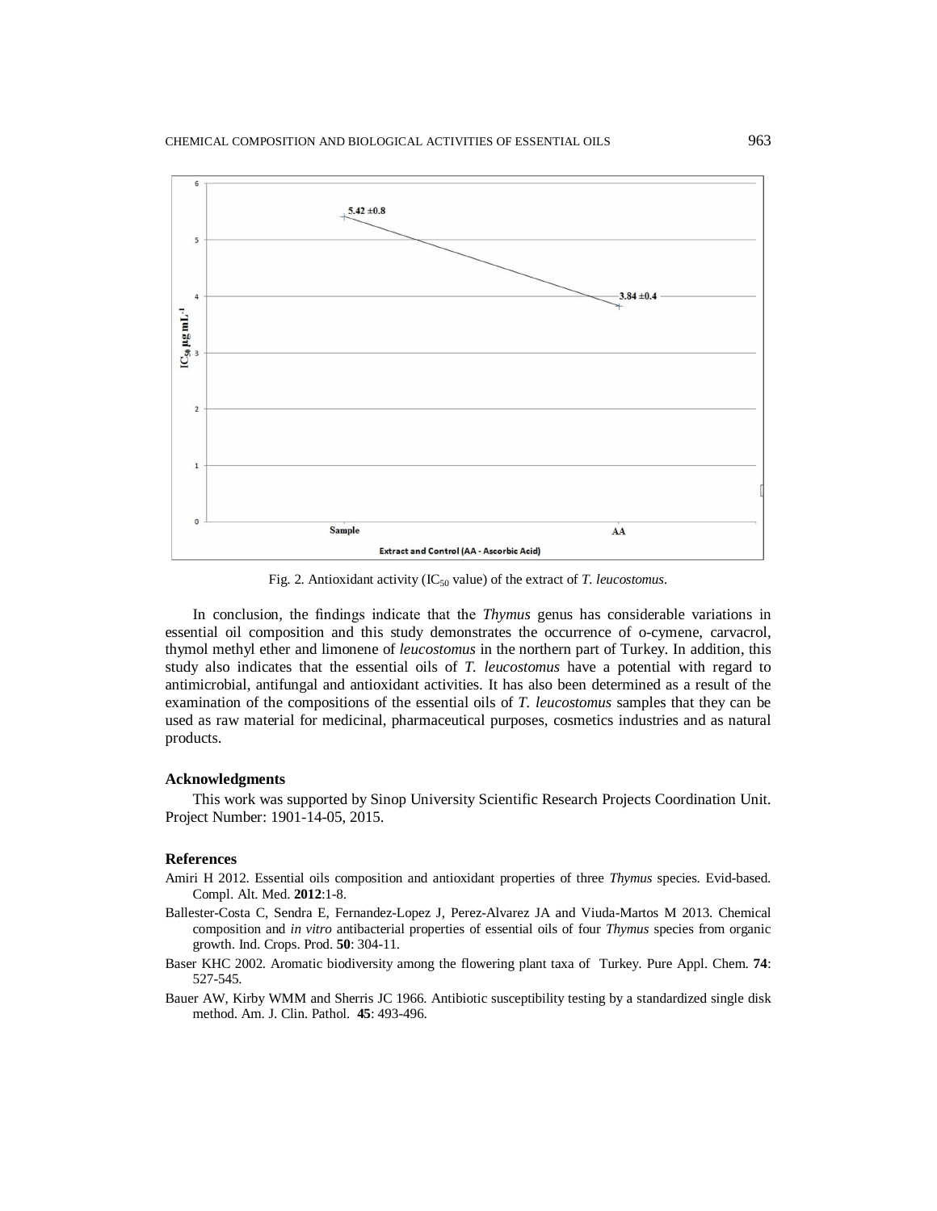Fig. 2. Antioxidant activity ($IC_{50}$ value) of the extract of *T. leucostomus*.

In conclusion, the findings indicate that the *Thymus* genus has considerable variations in essential oil composition and this study demonstrates the occurrence of o-cymene, carvacrol, thymol methyl ether and limonene of *leucostomus* in the northern part of Turkey. In addition, this study also indicates that the essential oils of *T. leucostomus* have a potential with regard to antimicrobial, antifungal and antioxidant activities. It has also been determined as a result of the examination of the compositions of the essential oils of *T. leucostomus* samples that they can be used as raw material for medicinal, pharmaceutical purposes, cosmetics industries and as natural products.

### Acknowledgments

This work was supported by Sinop University Scientific Research Projects Coordination Unit. Project Number: 1901-14-05, 2015.

### References

Amiri H 2012. Essential oils composition and antioxidant properties of three *Thymus* species. Evid-based. Compl. Alt. Med. **2012**:1-8.

Ballester-Costa C, Sendra E, Fernandez-Lopez J, Perez-Alvarez JA and Viuda-Martos M 2013. Chemical composition and *in vitro* antibacterial properties of essential oils of four *Thymus* species from organic growth. Ind. Crops. Prod. **50**: 304-11.

Baser KHC 2002. Aromatic biodiversity among the flowering plant taxa of Turkey. Pure Appl. Chem. **74**: 527-545.

Bauer AW, Kirby WMM and Sherris JC 1966. Antibiotic susceptibility testing by a standardized single disk method. Am. J. Clin. Pathol. **45**: 493-496.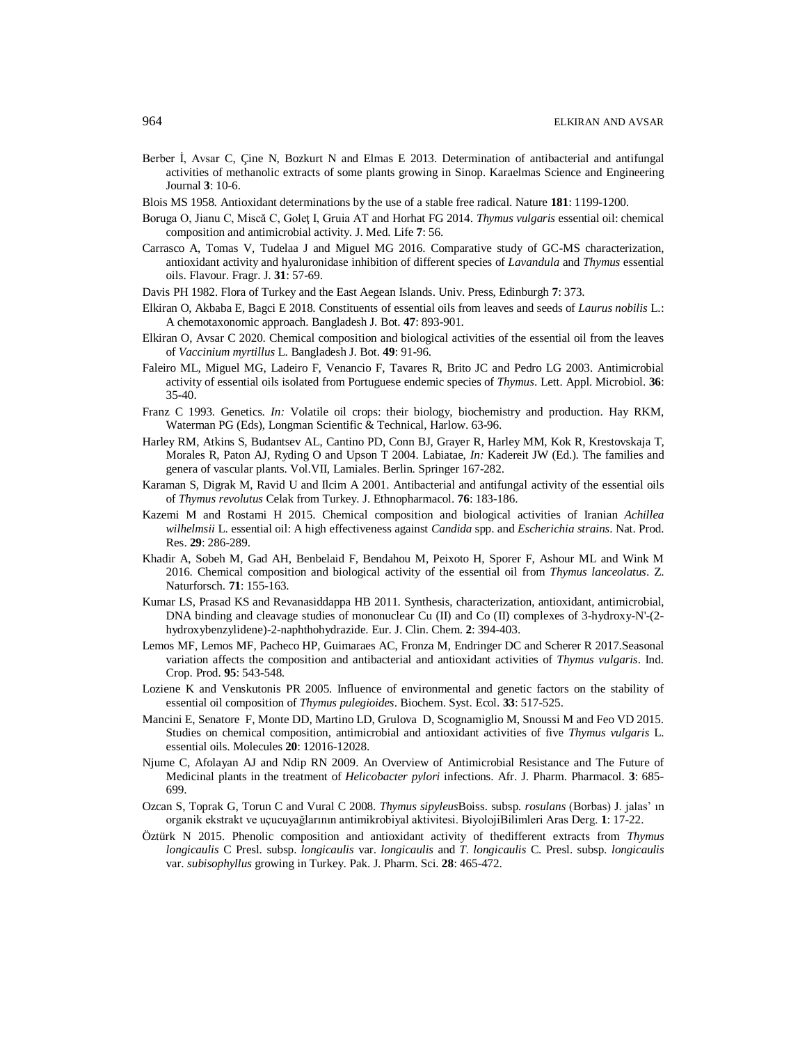Berber İ, Avsar C, Çine N, Bozkurt N and Elmas E 2013. Determination of antibacterial and antifungal activities of methanolic extracts of some plants growing in Sinop. Karaelmas Science and Engineering Journal **3**: 10-6.

Blois MS 1958. Antioxidant determinations by the use of a stable free radical. Nature **181**: 1199-1200.

Boruga O, Jianu C, Miscă C, Goleţ I, Gruia AT and Horhat FG 2014. *Thymus vulgaris* essential oil: chemical composition and antimicrobial activity. J. Med. Life **7**: 56.

Carrasco A, Tomas V, Tudelaa J and Miguel MG 2016. Comparative study of GC-MS characterization, antioxidant activity and hyaluronidase inhibition of different species of *Lavandula* and *Thymus* essential oils. Flavour. Fragr. J. **31**: 57-69.

Davis PH 1982. Flora of Turkey and the East Aegean Islands. Univ. Press, Edinburgh **7**: 373.

Elkiran O, Akbaba E, Bagci E 2018. Constituents of essential oils from leaves and seeds of *Laurus nobilis* L.: A chemotaxonomic approach. Bangladesh J. Bot. **47**: 893-901.

Elkiran O, Avsar C 2020. Chemical composition and biological activities of the essential oil from the leaves of *Vaccinium myrtillus* L. Bangladesh J. Bot. **49**: 91-96.

Faleiro ML, Miguel MG, Ladeiro F, Venancio F, Tavares R, Brito JC and Pedro LG 2003. Antimicrobial activity of essential oils isolated from Portuguese endemic species of *Thymus*. Lett. Appl. Microbiol. **36**: 35-40.

Franz C 1993. Genetics. *In:* Volatile oil crops: their biology, biochemistry and production. Hay RKM, Waterman PG (Eds), Longman Scientific & Technical, Harlow. 63-96.

Harley RM, Atkins S, Budantsev AL, Cantino PD, Conn BJ, Grayer R, Harley MM, Kok R, Krestovskaja T, Morales R, Paton AJ, Ryding O and Upson T 2004. Labiatae, *In:* Kadereit JW (Ed.). The families and genera of vascular plants. Vol.VII, Lamiales. Berlin. Springer 167-282.

Karaman S, Digrak M, Ravid U and Ilcim A 2001. Antibacterial and antifungal activity of the essential oils of *Thymus revolutus* Celak from Turkey. J. Ethnopharmacol. **76**: 183-186.

Kazemi M and Rostami H 2015. Chemical composition and biological activities of Iranian *Achillea wilhelmsii* L. essential oil: A high effectiveness against *Candida* spp. and *Escherichia strains*. Nat. Prod. Res. **29**: 286-289.

Khadir A, Sobeh M, Gad AH, Benbelaid F, Bendahou M, Peixoto H, Sporer F, Ashour ML and Wink M 2016. Chemical composition and biological activity of the essential oil from *Thymus lanceolatus*. Z. Naturforsch. **71**: 155-163.

Kumar LS, Prasad KS and Revanasiddappa HB 2011. Synthesis, characterization, antioxidant, antimicrobial, DNA binding and cleavage studies of mononuclear Cu (II) and Co (II) complexes of 3-hydroxy-N'-(2-hydroxybenzylidene)-2-naphthohydrazide. Eur. J. Clin. Chem. **2**: 394-403.

Lemos MF, Lemos MF, Pacheco HP, Guimaraes AC, Fronza M, Endringer DC and Scherer R 2017.Seasonal variation affects the composition and antibacterial and antioxidant activities of *Thymus vulgaris*. Ind. Crop. Prod. **95**: 543-548.

Loziene K and Venskutonis PR 2005. Influence of environmental and genetic factors on the stability of essential oil composition of *Thymus pulegioides*. Biochem. Syst. Ecol. **33**: 517-525.

Mancini E, Senatore F, Monte DD, Martino LD, Grulova D, Scognamiglio M, Snoussi M and Feo VD 2015. Studies on chemical composition, antimicrobial and antioxidant activities of five *Thymus vulgaris* L. essential oils. Molecules **20**: 12016-12028.

Njume C, Afolayan AJ and Ndip RN 2009. An Overview of Antimicrobial Resistance and The Future of Medicinal plants in the treatment of *Helicobacter pylori* infections. Afr. J. Pharm. Pharmacol. **3**: 685-699.

Ozcan S, Toprak G, Torun C and Vural C 2008. *Thymus sipyleus*Boiss. subsp. *rosulans* (Borbas) J. jalas' ın organik ekstrakt ve uçucuyağlarının antimikrobiyal aktivitesi. BiyolojiBilimleri Aras Derg. **1**: 17-22.

Öztürk N 2015. Phenolic composition and antioxidant activity of thedifferent extracts from *Thymus longicaulis* C Presl. subsp. *longicaulis* var. *longicaulis* and *T. longicaulis* C. Presl. subsp. *longicaulis* var. *subisophyllus* growing in Turkey. Pak. J. Pharm. Sci. **28**: 465-472.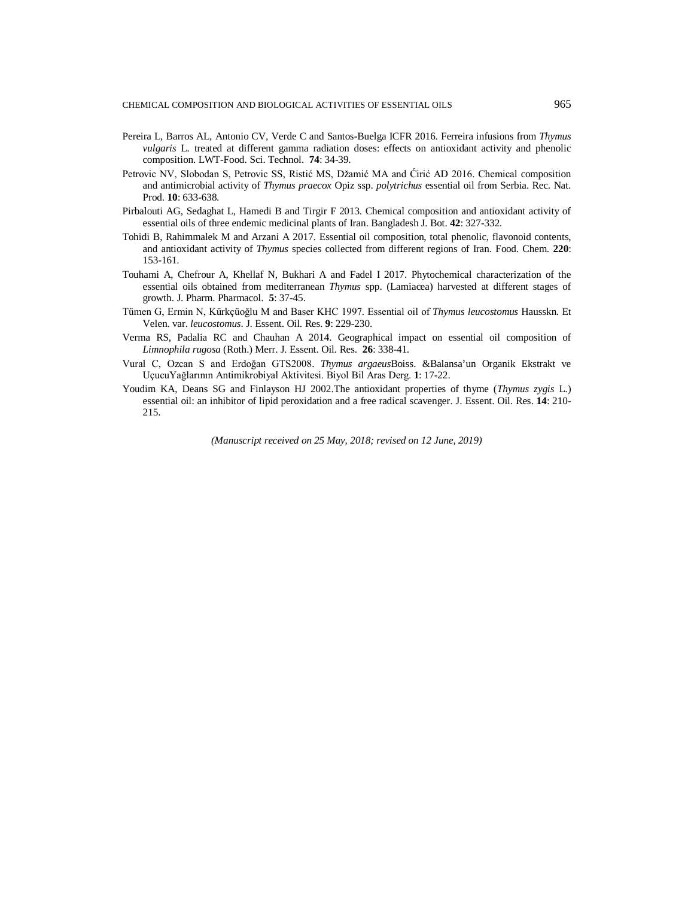Pereira L, Barros AL, Antonio CV, Verde C and Santos-Buelga ICFR 2016. Ferreira infusions from *Thymus vulgaris* L. treated at different gamma radiation doses: effects on antioxidant activity and phenolic composition. LWT-Food. Sci. Technol. **74**: 34-39.

Petrovic NV, Slobodan S, Petrovic SS, Ristić MS, Džamić MA and Ćirić AD 2016. Chemical composition and antimicrobial activity of *Thymus praecox* Opiz ssp. *polytrichus* essential oil from Serbia. Rec. Nat. Prod. **10**: 633-638.

Pirbalouti AG, Sedaghat L, Hamedi B and Tirgir F 2013. Chemical composition and antioxidant activity of essential oils of three endemic medicinal plants of Iran. Bangladesh J. Bot. **42**: 327-332.

Tohidi B, Rahimmalek M and Arzani A 2017. Essential oil composition, total phenolic, flavonoid contents, and antioxidant activity of *Thymus* species collected from different regions of Iran. Food. Chem. **220**: 153-161.

Touhami A, Chefrour A, Khellaf N, Bukhari A and Fadel I 2017. Phytochemical characterization of the essential oils obtained from mediterranean *Thymus* spp. (Lamiacea) harvested at different stages of growth. J. Pharm. Pharmacol. **5**: 37-45.

Tümen G, Ermin N, Kürkçüoğlu M and Baser KHC 1997. Essential oil of *Thymus leucostomus* Hausskn. Et Velen. var. *leucostomus*. J. Essent. Oil. Res. **9**: 229-230.

Verma RS, Padalia RC and Chauhan A 2014. Geographical impact on essential oil composition of *Limnophila rugosa* (Roth.) Merr. J. Essent. Oil. Res. **26**: 338-41.

Vural C, Ozcan S and Erdoğan GTS2008. *Thymus argaeus*Boiss. &Balansa'un Organik Ekstrakt ve UçucuYağlarının Antimikrobiyal Aktivitesi. Biyol Bil Aras Derg. **1**: 17-22.

Youdim KA, Deans SG and Finlayson HJ 2002.The antioxidant properties of thyme (*Thymus zygis* L.) essential oil: an inhibitor of lipid peroxidation and a free radical scavenger. J. Essent. Oil. Res. **14**: 210-215.

*(Manuscript received on 25 May, 2018; revised on 12 June, 2019)*